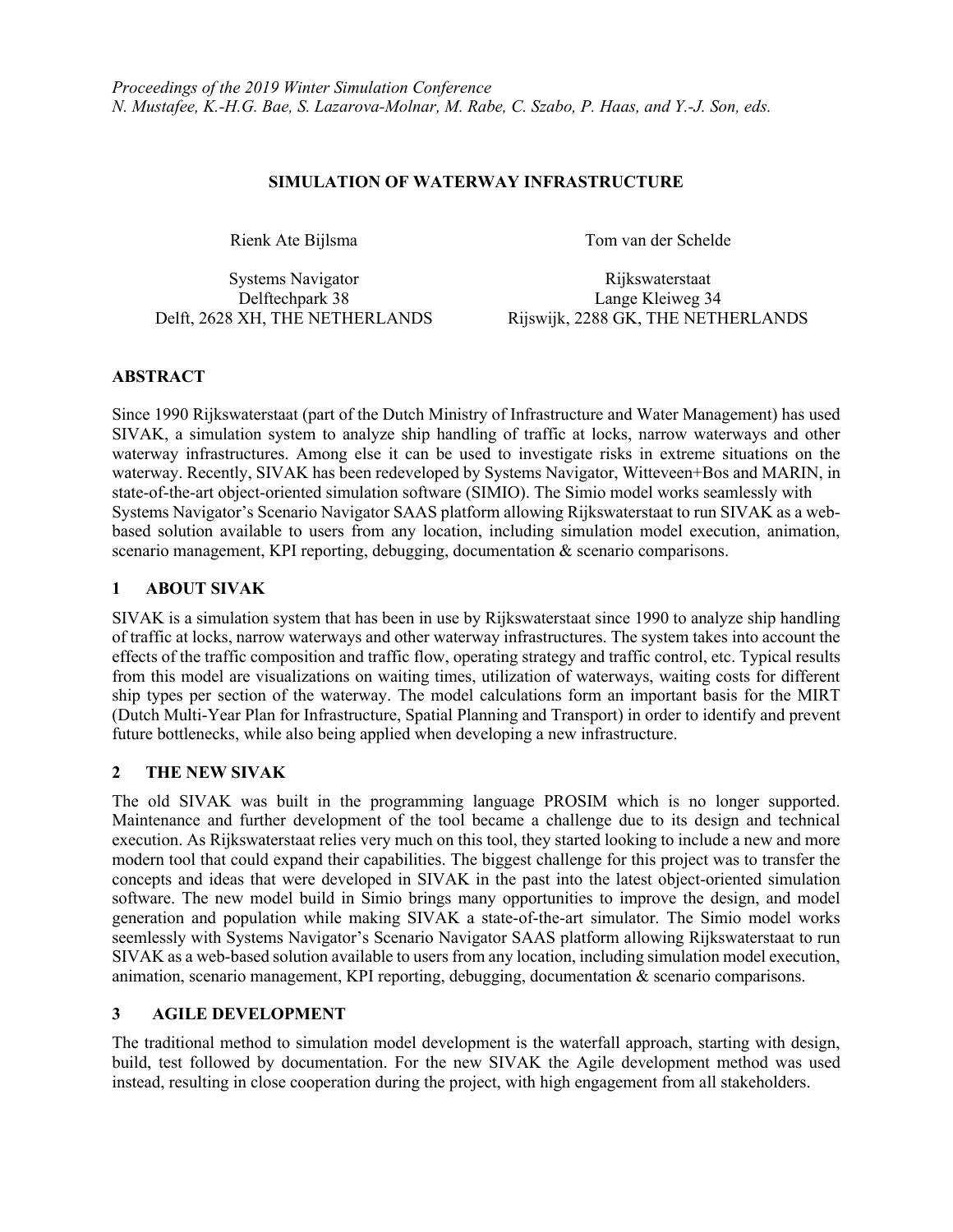*Proceedings of the 2019 Winter Simulation Conference*
*N. Mustafee, K.-H.G. Bae, S. Lazarova-Molnar, M. Rabe, C. Szabo, P. Haas, and Y.-J. Son, eds.*

# SIMULATION OF WATERWAY INFRASTRUCTURE

Rienk Ate Bijlsma

Systems Navigator
Delftechpark 38
Delft, 2628 XH, THE NETHERLANDS

Tom van der Schelde

Rijkswaterstaat
Lange Kleiweg 34
Rijswijk, 2288 GK, THE NETHERLANDS

## ABSTRACT

Since 1990 Rijkswaterstaat (part of the Dutch Ministry of Infrastructure and Water Management) has used SIVAK, a simulation system to analyze ship handling of traffic at locks, narrow waterways and other waterway infrastructures. Among else it can be used to investigate risks in extreme situations on the waterway. Recently, SIVAK has been redeveloped by Systems Navigator, Witteveen+Bos and MARIN, in state-of-the-art object-oriented simulation software (SIMIO). The Simio model works seamlessly with Systems Navigator's Scenario Navigator SAAS platform allowing Rijkswaterstaat to run SIVAK as a web-based solution available to users from any location, including simulation model execution, animation, scenario management, KPI reporting, debugging, documentation & scenario comparisons.

## 1 ABOUT SIVAK

SIVAK is a simulation system that has been in use by Rijkswaterstaat since 1990 to analyze ship handling of traffic at locks, narrow waterways and other waterway infrastructures. The system takes into account the effects of the traffic composition and traffic flow, operating strategy and traffic control, etc. Typical results from this model are visualizations on waiting times, utilization of waterways, waiting costs for different ship types per section of the waterway. The model calculations form an important basis for the MIRT (Dutch Multi-Year Plan for Infrastructure, Spatial Planning and Transport) in order to identify and prevent future bottlenecks, while also being applied when developing a new infrastructure.

## 2 THE NEW SIVAK

The old SIVAK was built in the programming language PROSIM which is no longer supported. Maintenance and further development of the tool became a challenge due to its design and technical execution. As Rijkswaterstaat relies very much on this tool, they started looking to include a new and more modern tool that could expand their capabilities. The biggest challenge for this project was to transfer the concepts and ideas that were developed in SIVAK in the past into the latest object-oriented simulation software. The new model build in Simio brings many opportunities to improve the design, and model generation and population while making SIVAK a state-of-the-art simulator. The Simio model works seemlessly with Systems Navigator's Scenario Navigator SAAS platform allowing Rijkswaterstaat to run SIVAK as a web-based solution available to users from any location, including simulation model execution, animation, scenario management, KPI reporting, debugging, documentation & scenario comparisons.

## 3 AGILE DEVELOPMENT

The traditional method to simulation model development is the waterfall approach, starting with design, build, test followed by documentation. For the new SIVAK the Agile development method was used instead, resulting in close cooperation during the project, with high engagement from all stakeholders.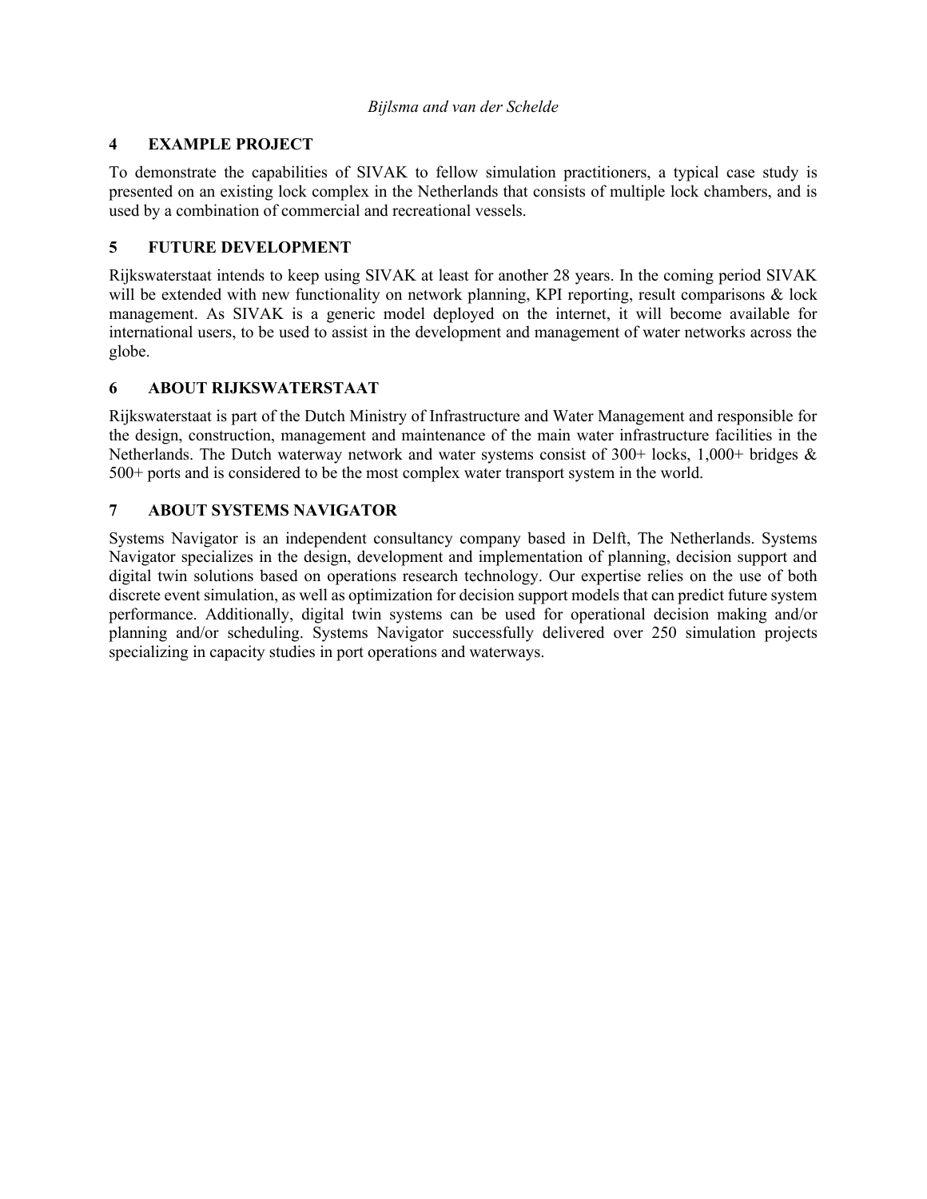## 4 EXAMPLE PROJECT

To demonstrate the capabilities of SIVAK to fellow simulation practitioners, a typical case study is presented on an existing lock complex in the Netherlands that consists of multiple lock chambers, and is used by a combination of commercial and recreational vessels.

## 5 FUTURE DEVELOPMENT

Rijkswaterstaat intends to keep using SIVAK at least for another 28 years. In the coming period SIVAK will be extended with new functionality on network planning, KPI reporting, result comparisons & lock management. As SIVAK is a generic model deployed on the internet, it will become available for international users, to be used to assist in the development and management of water networks across the globe.

## 6 ABOUT RIJKSWATERSTAAT

Rijkswaterstaat is part of the Dutch Ministry of Infrastructure and Water Management and responsible for the design, construction, management and maintenance of the main water infrastructure facilities in the Netherlands. The Dutch waterway network and water systems consist of 300+ locks, 1,000+ bridges & 500+ ports and is considered to be the most complex water transport system in the world.

## 7 ABOUT SYSTEMS NAVIGATOR

Systems Navigator is an independent consultancy company based in Delft, The Netherlands. Systems Navigator specializes in the design, development and implementation of planning, decision support and digital twin solutions based on operations research technology. Our expertise relies on the use of both discrete event simulation, as well as optimization for decision support models that can predict future system performance. Additionally, digital twin systems can be used for operational decision making and/or planning and/or scheduling. Systems Navigator successfully delivered over 250 simulation projects specializing in capacity studies in port operations and waterways.